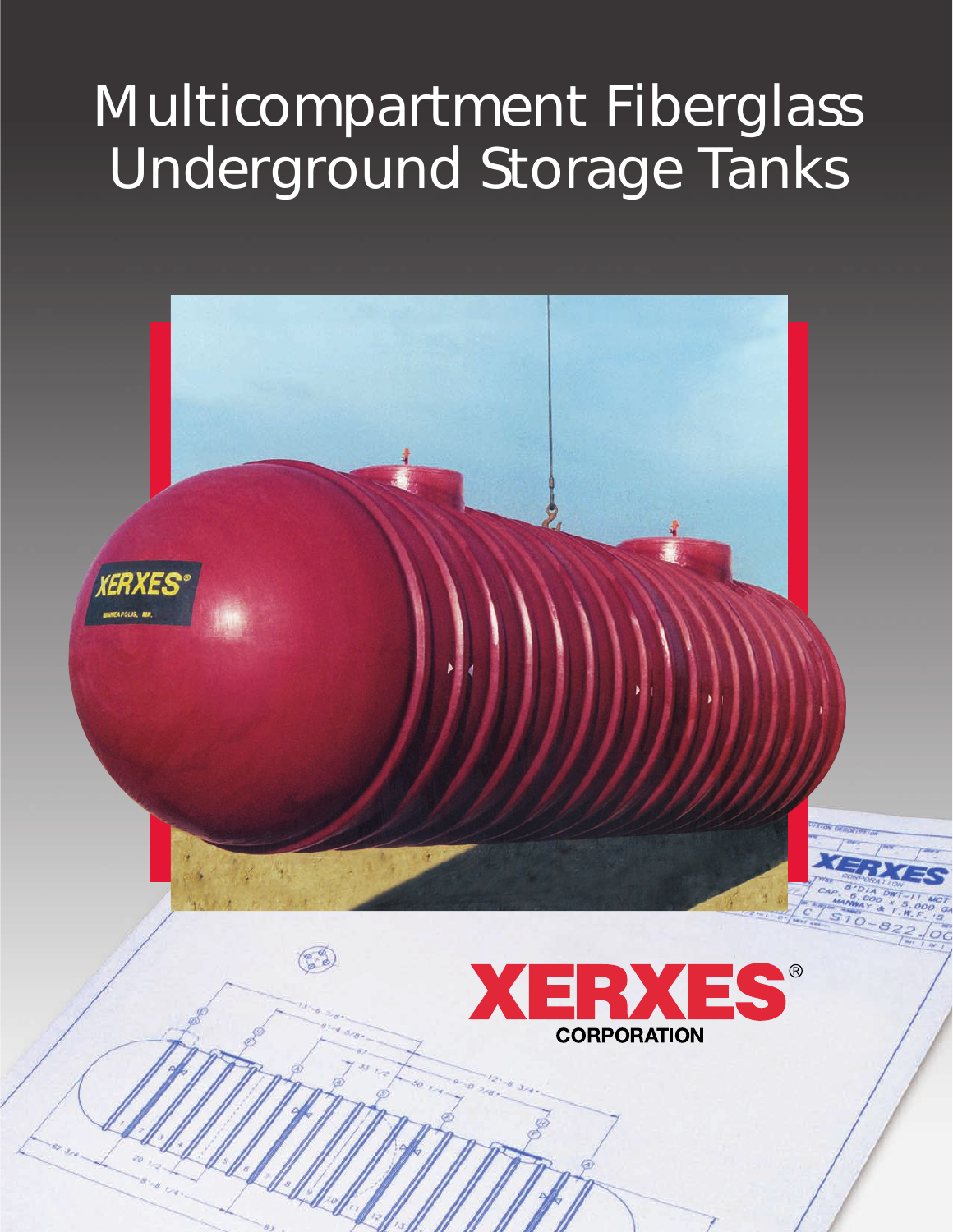# Multicompartment Fiberglass Underground Storage Tanks

XERXES® CORPORATION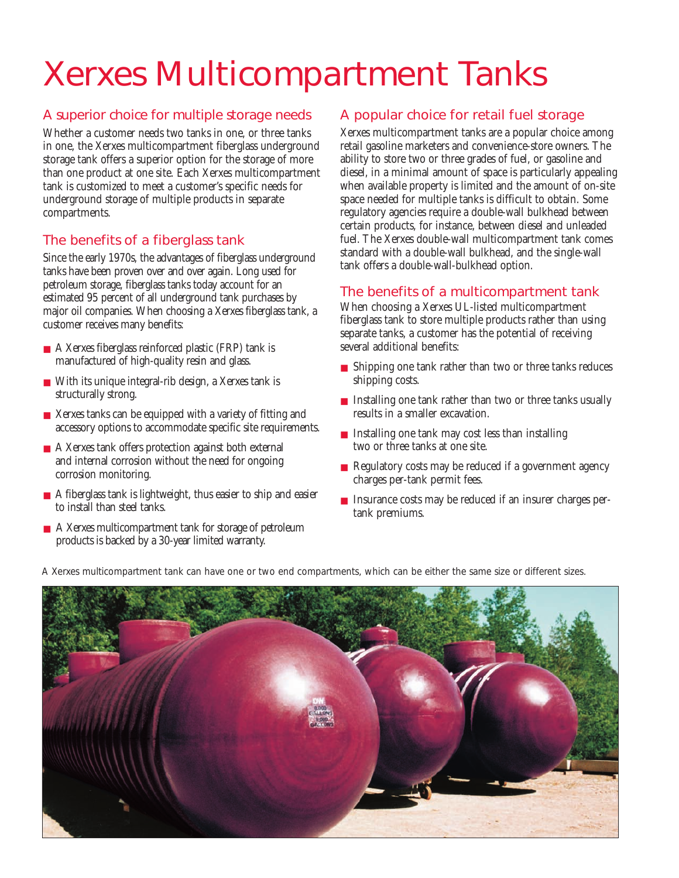# Xerxes Multicompartment Tanks

## A superior choice for multiple storage needs

Whether a customer needs two tanks in one, or three tanks in one, the Xerxes multicompartment fiberglass underground storage tank offers a superior option for the storage of more than one product at one site. Each Xerxes multicompartment tank is customized to meet a customer's specific needs for underground storage of multiple products in separate compartments.

## The benefits of a fiberglass tank

Since the early 1970s, the advantages of fiberglass underground tanks have been proven over and over again. Long used for petroleum storage, fiberglass tanks today account for an estimated 95 percent of all underground tank purchases by major oil companies. When choosing a Xerxes fiberglass tank, a customer receives many benefits:

- A Xerxes fiberglass reinforced plastic (FRP) tank is manufactured of high-quality resin and glass.
- With its unique integral-rib design, a Xerxes tank is structurally strong.
- Xerxes tanks can be equipped with a variety of fitting and accessory options to accommodate specific site requirements.
- A Xerxes tank offers protection against both external and internal corrosion without the need for ongoing corrosion monitoring.
- A fiberglass tank is lightweight, thus easier to ship and easier to install than steel tanks.
- A Xerxes multicompartment tank for storage of petroleum products is backed by a 30-year limited warranty.

## A popular choice for retail fuel storage

Xerxes multicompartment tanks are a popular choice among retail gasoline marketers and convenience-store owners. The ability to store two or three grades of fuel, or gasoline and diesel, in a minimal amount of space is particularly appealing when available property is limited and the amount of on-site space needed for multiple tanks is difficult to obtain. Some regulatory agencies require a double-wall bulkhead between certain products, for instance, between diesel and unleaded fuel. The Xerxes double-wall multicompartment tank comes standard with a double-wall bulkhead, and the single-wall tank offers a double-wall-bulkhead option.

## The benefits of a multicompartment tank

When choosing a Xerxes UL-listed multicompartment fiberglass tank to store multiple products rather than using separate tanks, a customer has the potential of receiving several additional benefits:

- Shipping one tank rather than two or three tanks reduces shipping costs.
- Installing one tank rather than two or three tanks usually results in a smaller excavation.
- Installing one tank may cost less than installing two or three tanks at one site.
- Regulatory costs may be reduced if a government agency charges per-tank permit fees.
- Insurance costs may be reduced if an insurer charges per-tank premiums.

A Xerxes multicompartment tank can have one or two end compartments, which can be either the same size or different sizes.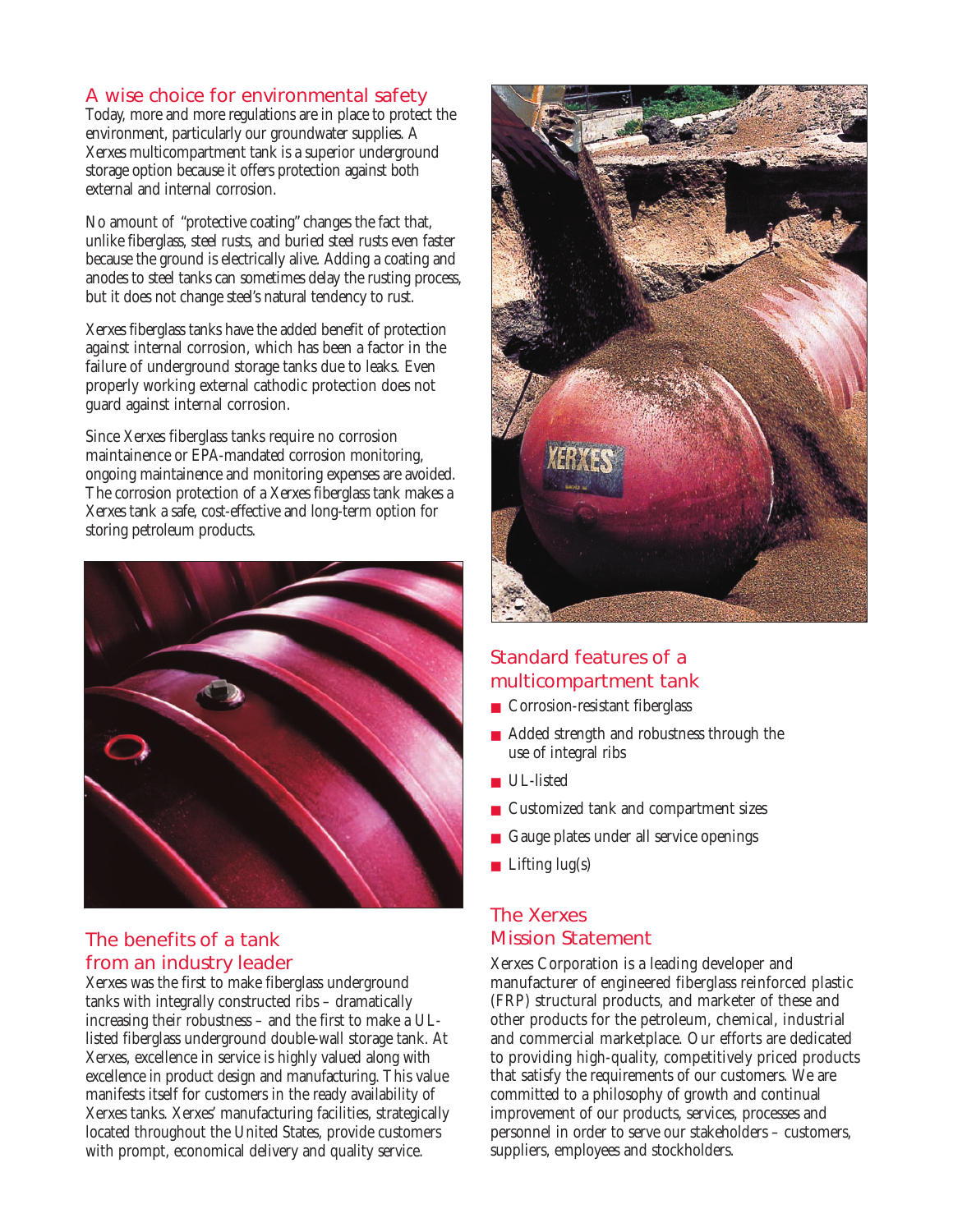## A wise choice for environmental safety

Today, more and more regulations are in place to protect the environment, particularly our groundwater supplies. A Xerxes multicompartment tank is a superior underground storage option because it offers protection against both external and internal corrosion.

No amount of "protective coating" changes the fact that, unlike fiberglass, steel rusts, and buried steel rusts even faster because the ground is electrically alive. Adding a coating and anodes to steel tanks can sometimes delay the rusting process, but it does not change steel's natural tendency to rust.

Xerxes fiberglass tanks have the added benefit of protection against internal corrosion, which has been a factor in the failure of underground storage tanks due to leaks. Even properly working external cathodic protection does not guard against internal corrosion.

Since Xerxes fiberglass tanks require no corrosion maintainence or EPA-mandated corrosion monitoring, ongoing maintainence and monitoring expenses are avoided. The corrosion protection of a Xerxes fiberglass tank makes a Xerxes tank a safe, cost-effective and long-term option for storing petroleum products.

## The benefits of a tank from an industry leader

Xerxes was the first to make fiberglass underground tanks with integrally constructed ribs – dramatically increasing their robustness – and the first to make a UL-listed fiberglass underground double-wall storage tank. At Xerxes, excellence in service is highly valued along with excellence in product design and manufacturing. This value manifests itself for customers in the ready availability of Xerxes tanks. Xerxes' manufacturing facilities, strategically located throughout the United States, provide customers with prompt, economical delivery and quality service.

## Standard features of a multicompartment tank

- Corrosion-resistant fiberglass
- Added strength and robustness through the use of integral ribs
- UL-listed
- Customized tank and compartment sizes
- Gauge plates under all service openings
- Lifting lug(s)

## The Xerxes Mission Statement

Xerxes Corporation is a leading developer and manufacturer of engineered fiberglass reinforced plastic (FRP) structural products, and marketer of these and other products for the petroleum, chemical, industrial and commercial marketplace. Our efforts are dedicated to providing high-quality, competitively priced products that satisfy the requirements of our customers. We are committed to a philosophy of growth and continual improvement of our products, services, processes and personnel in order to serve our stakeholders – customers, suppliers, employees and stockholders.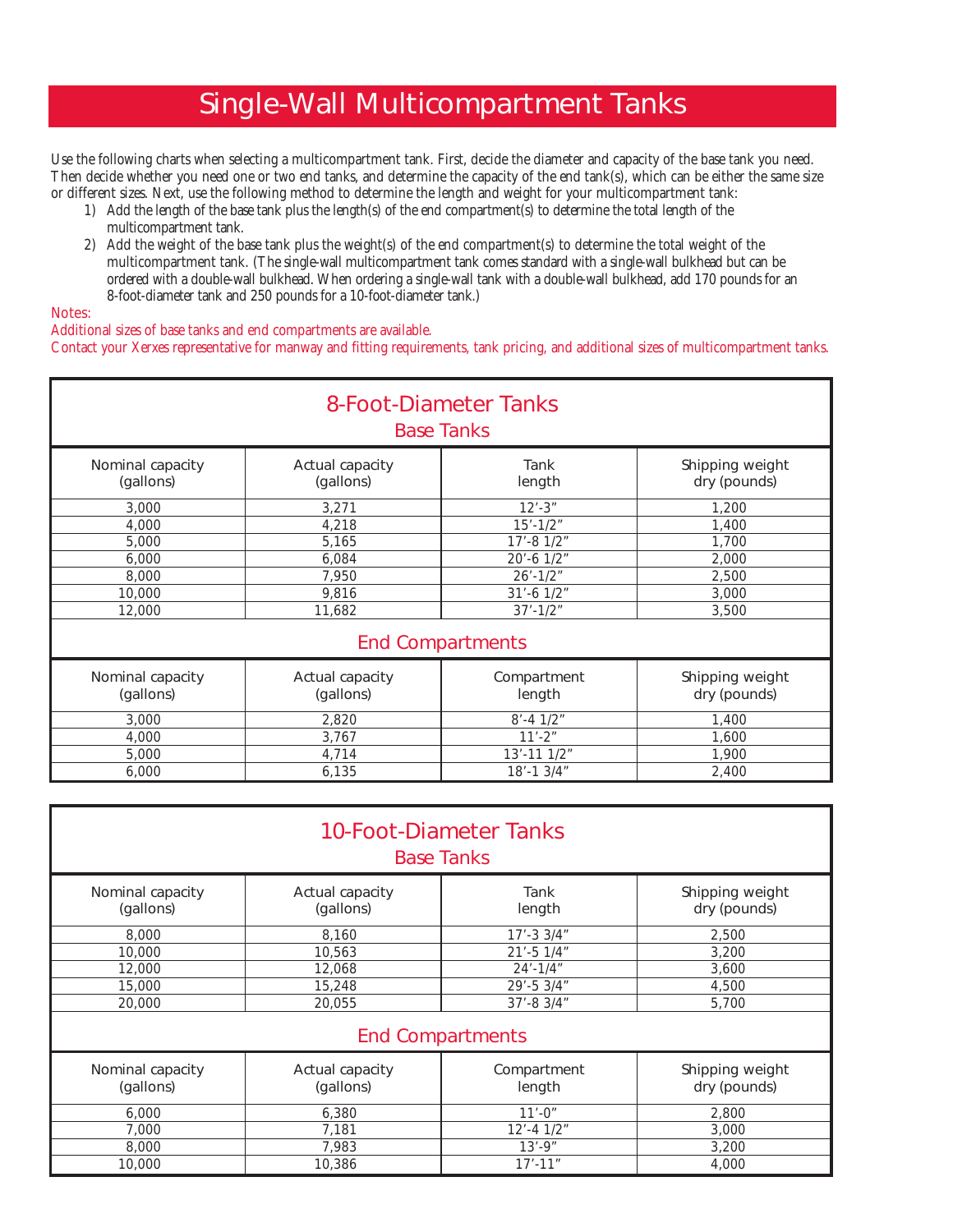# Single-Wall Multicompartment Tanks

Use the following charts when selecting a multicompartment tank. First, decide the diameter and capacity of the base tank you need. Then decide whether you need one or two end tanks, and determine the capacity of the end tank(s), which can be either the same size or different sizes. Next, use the following method to determine the length and weight for your multicompartment tank:

1) Add the length of the base tank plus the length(s) of the end compartment(s) to determine the total length of the multicompartment tank.
2) Add the weight of the base tank plus the weight(s) of the end compartment(s) to determine the total weight of the multicompartment tank. (The single-wall multicompartment tank comes standard with a single-wall bulkhead but can be ordered with a double-wall bulkhead. When ordering a single-wall tank with a double-wall bulkhead, add 170 pounds for an 8-foot-diameter tank and 250 pounds for a 10-foot-diameter tank.)

Notes:
Additional sizes of base tanks and end compartments are available.
Contact your Xerxes representative for manway and fitting requirements, tank pricing, and additional sizes of multicompartment tanks.

## 8-Foot-Diameter Tanks

### Base Tanks

| Nominal capacity (gallons) | Actual capacity (gallons) | Tank length | Shipping weight dry (pounds) |
|---|---|---|---|
| 3,000 | 3,271 | 12'-3" | 1,200 |
| 4,000 | 4,218 | 15'-1/2" | 1,400 |
| 5,000 | 5,165 | 17'-8 1/2" | 1,700 |
| 6,000 | 6,084 | 20'-6 1/2" | 2,000 |
| 8,000 | 7,950 | 26'-1/2" | 2,500 |
| 10,000 | 9,816 | 31'-6 1/2" | 3,000 |
| 12,000 | 11,682 | 37'-1/2" | 3,500 |

### End Compartments

| Nominal capacity (gallons) | Actual capacity (gallons) | Compartment length | Shipping weight dry (pounds) |
|---|---|---|---|
| 3,000 | 2,820 | 8'-4 1/2" | 1,400 |
| 4,000 | 3,767 | 11'-2" | 1,600 |
| 5,000 | 4,714 | 13'-11 1/2" | 1,900 |
| 6,000 | 6,135 | 18'-1 3/4" | 2,400 |

## 10-Foot-Diameter Tanks

### Base Tanks

| Nominal capacity (gallons) | Actual capacity (gallons) | Tank length | Shipping weight dry (pounds) |
|---|---|---|---|
| 8,000 | 8,160 | 17'-3 3/4" | 2,500 |
| 10,000 | 10,563 | 21'-5 1/4" | 3,200 |
| 12,000 | 12,068 | 24'-1/4" | 3,600 |
| 15,000 | 15,248 | 29'-5 3/4" | 4,500 |
| 20,000 | 20,055 | 37'-8 3/4" | 5,700 |

### End Compartments

| Nominal capacity (gallons) | Actual capacity (gallons) | Compartment length | Shipping weight dry (pounds) |
|---|---|---|---|
| 6,000 | 6,380 | 11'-0" | 2,800 |
| 7,000 | 7,181 | 12'-4 1/2" | 3,000 |
| 8,000 | 7,983 | 13'-9" | 3,200 |
| 10,000 | 10,386 | 17'-11" | 4,000 |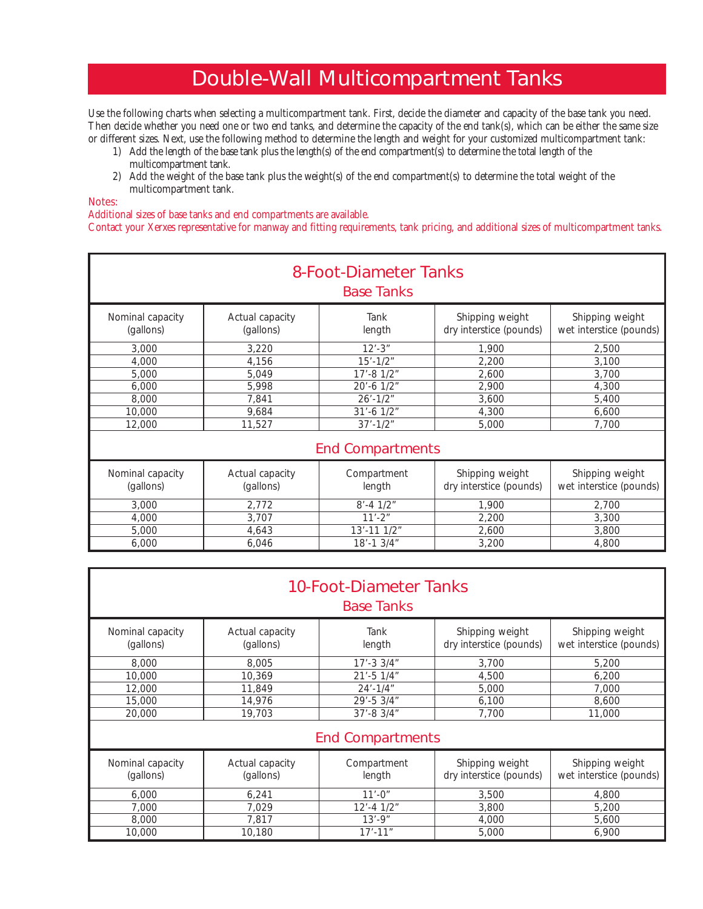# Double-Wall Multicompartment Tanks

Use the following charts when selecting a multicompartment tank. First, decide the diameter and capacity of the base tank you need. Then decide whether you need one or two end tanks, and determine the capacity of the end tank(s), which can be either the same size or different sizes. Next, use the following method to determine the length and weight for your customized multicompartment tank:

1) Add the length of the base tank plus the length(s) of the end compartment(s) to determine the total length of the multicompartment tank.
2) Add the weight of the base tank plus the weight(s) of the end compartment(s) to determine the total weight of the multicompartment tank.

Notes:
Additional sizes of base tanks and end compartments are available.
Contact your Xerxes representative for manway and fitting requirements, tank pricing, and additional sizes of multicompartment tanks.

## 8-Foot-Diameter Tanks

### Base Tanks

| Nominal capacity (gallons) | Actual capacity (gallons) | Tank length | Shipping weight dry interstice (pounds) | Shipping weight wet interstice (pounds) |
|---|---|---|---|---|
| 3,000 | 3,220 | 12′-3″ | 1,900 | 2,500 |
| 4,000 | 4,156 | 15′-1/2″ | 2,200 | 3,100 |
| 5,000 | 5,049 | 17′-8 1/2″ | 2,600 | 3,700 |
| 6,000 | 5,998 | 20′-6 1/2″ | 2,900 | 4,300 |
| 8,000 | 7,841 | 26′-1/2″ | 3,600 | 5,400 |
| 10,000 | 9,684 | 31′-6 1/2″ | 4,300 | 6,600 |
| 12,000 | 11,527 | 37′-1/2″ | 5,000 | 7,700 |

### End Compartments

| Nominal capacity (gallons) | Actual capacity (gallons) | Compartment length | Shipping weight dry interstice (pounds) | Shipping weight wet interstice (pounds) |
|---|---|---|---|---|
| 3,000 | 2,772 | 8′-4 1/2″ | 1,900 | 2,700 |
| 4,000 | 3,707 | 11′-2″ | 2,200 | 3,300 |
| 5,000 | 4,643 | 13′-11 1/2″ | 2,600 | 3,800 |
| 6,000 | 6,046 | 18′-1 3/4″ | 3,200 | 4,800 |

## 10-Foot-Diameter Tanks

### Base Tanks

| Nominal capacity (gallons) | Actual capacity (gallons) | Tank length | Shipping weight dry interstice (pounds) | Shipping weight wet interstice (pounds) |
|---|---|---|---|---|
| 8,000 | 8,005 | 17′-3 3/4″ | 3,700 | 5,200 |
| 10,000 | 10,369 | 21′-5 1/4″ | 4,500 | 6,200 |
| 12,000 | 11,849 | 24′-1/4″ | 5,000 | 7,000 |
| 15,000 | 14,976 | 29′-5 3/4″ | 6,100 | 8,600 |
| 20,000 | 19,703 | 37′-8 3/4″ | 7,700 | 11,000 |

### End Compartments

| Nominal capacity (gallons) | Actual capacity (gallons) | Compartment length | Shipping weight dry interstice (pounds) | Shipping weight wet interstice (pounds) |
|---|---|---|---|---|
| 6,000 | 6,241 | 11′-0″ | 3,500 | 4,800 |
| 7,000 | 7,029 | 12′-4 1/2″ | 3,800 | 5,200 |
| 8,000 | 7,817 | 13′-9″ | 4,000 | 5,600 |
| 10,000 | 10,180 | 17′-11″ | 5,000 | 6,900 |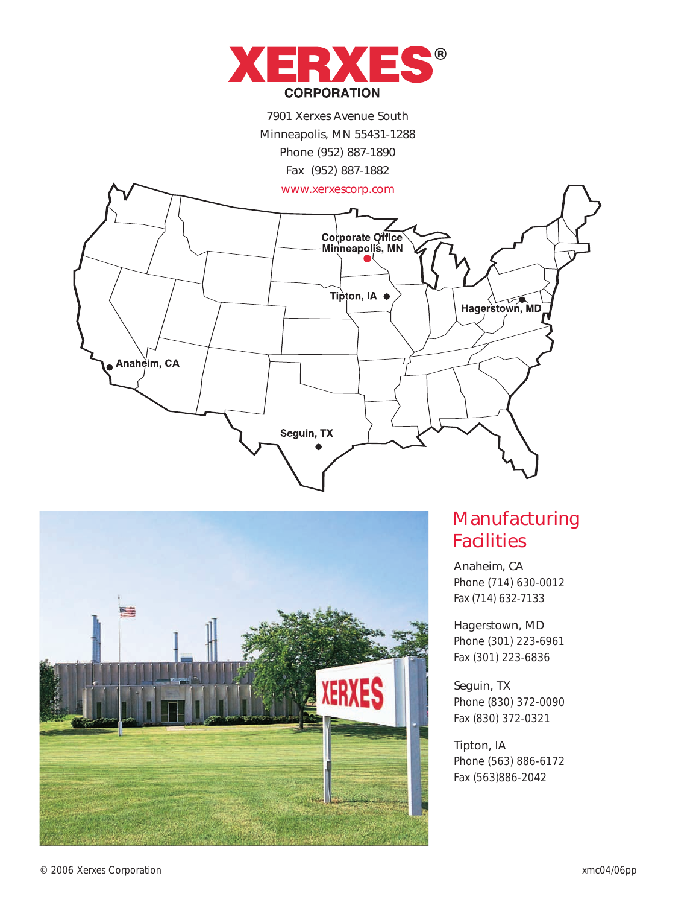# XERXES® CORPORATION

7901 Xerxes Avenue South
Minneapolis, MN 55431-1288
Phone (952) 887-1890
Fax (952) 887-1882
www.xerxescorp.com

Corporate Office
Minneapolis, MN

Tipton, IA

Hagerstown, MD

Anaheim, CA

Seguin, TX

## Manufacturing Facilities

Anaheim, CA
Phone (714) 630-0012
Fax (714) 632-7133

Hagerstown, MD
Phone (301) 223-6961
Fax (301) 223-6836

Seguin, TX
Phone (830) 372-0090
Fax (830) 372-0321

Tipton, IA
Phone (563) 886-6172
Fax (563)886-2042

© 2006 Xerxes Corporation

xmc04/06pp